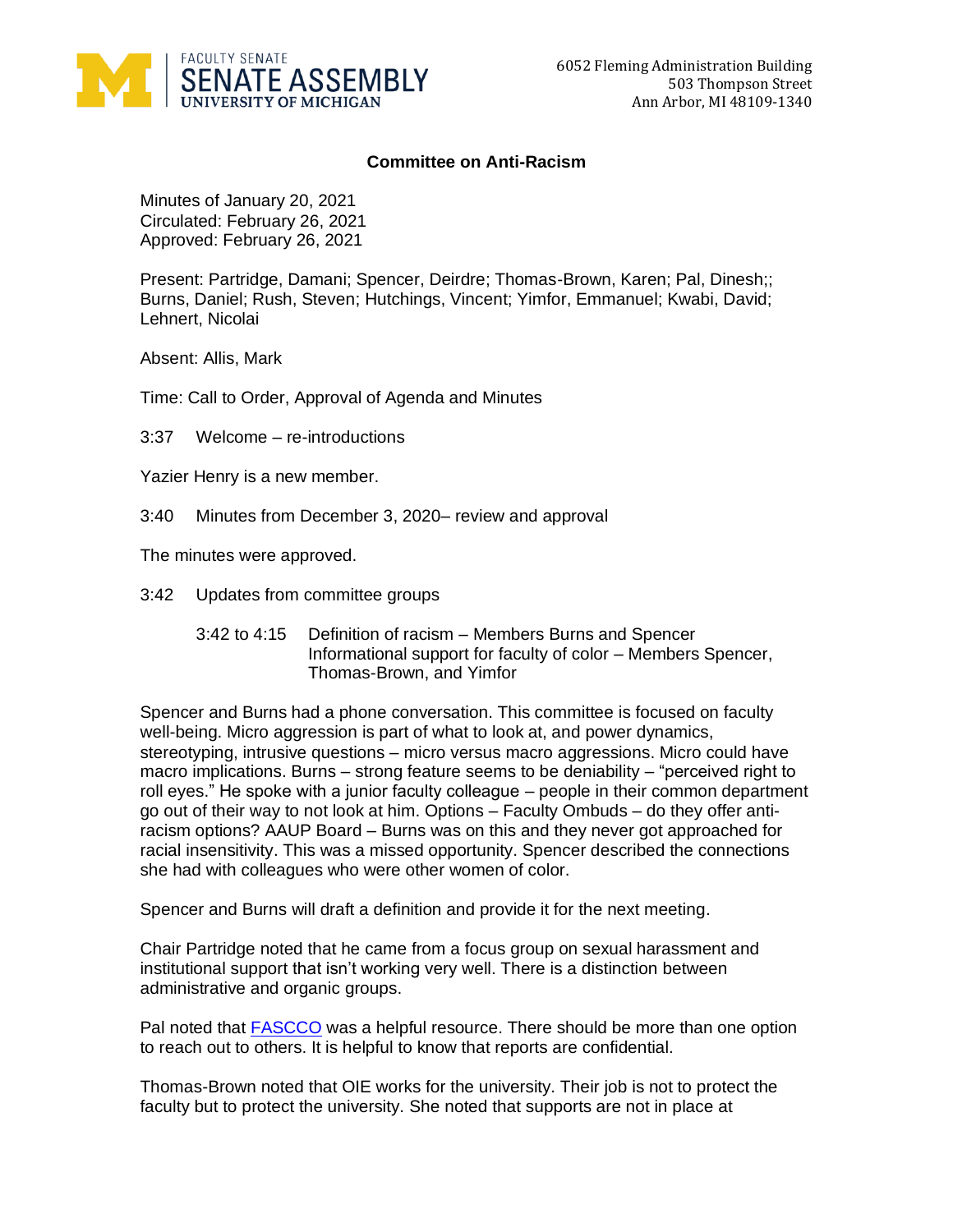FACULTY SENATE
SENATE ASSEMBLY
UNIVERSITY OF MICHIGAN

6052 Fleming Administration Building
503 Thompson Street
Ann Arbor, MI 48109-1340

## Committee on Anti-Racism

Minutes of January 20, 2021
Circulated: February 26, 2021
Approved: February 26, 2021

Present: Partridge, Damani; Spencer, Deirdre; Thomas-Brown, Karen; Pal, Dinesh;; Burns, Daniel; Rush, Steven; Hutchings, Vincent; Yimfor, Emmanuel; Kwabi, David; Lehnert, Nicolai

Absent: Allis, Mark

Time: Call to Order, Approval of Agenda and Minutes

3:37 Welcome – re-introductions

Yazier Henry is a new member.

3:40 Minutes from December 3, 2020– review and approval

The minutes were approved.

3:42 Updates from committee groups

3:42 to 4:15 Definition of racism – Members Burns and Spencer
Informational support for faculty of color – Members Spencer, Thomas-Brown, and Yimfor

Spencer and Burns had a phone conversation. This committee is focused on faculty well-being. Micro aggression is part of what to look at, and power dynamics, stereotyping, intrusive questions – micro versus macro aggressions. Micro could have macro implications. Burns – strong feature seems to be deniability – "perceived right to roll eyes." He spoke with a junior faculty colleague – people in their common department go out of their way to not look at him. Options – Faculty Ombuds – do they offer anti-racism options? AAUP Board – Burns was on this and they never got approached for racial insensitivity. This was a missed opportunity. Spencer described the connections she had with colleagues who were other women of color.

Spencer and Burns will draft a definition and provide it for the next meeting.

Chair Partridge noted that he came from a focus group on sexual harassment and institutional support that isn't working very well. There is a distinction between administrative and organic groups.

Pal noted that FASCCO was a helpful resource. There should be more than one option to reach out to others. It is helpful to know that reports are confidential.

Thomas-Brown noted that OIE works for the university. Their job is not to protect the faculty but to protect the university. She noted that supports are not in place at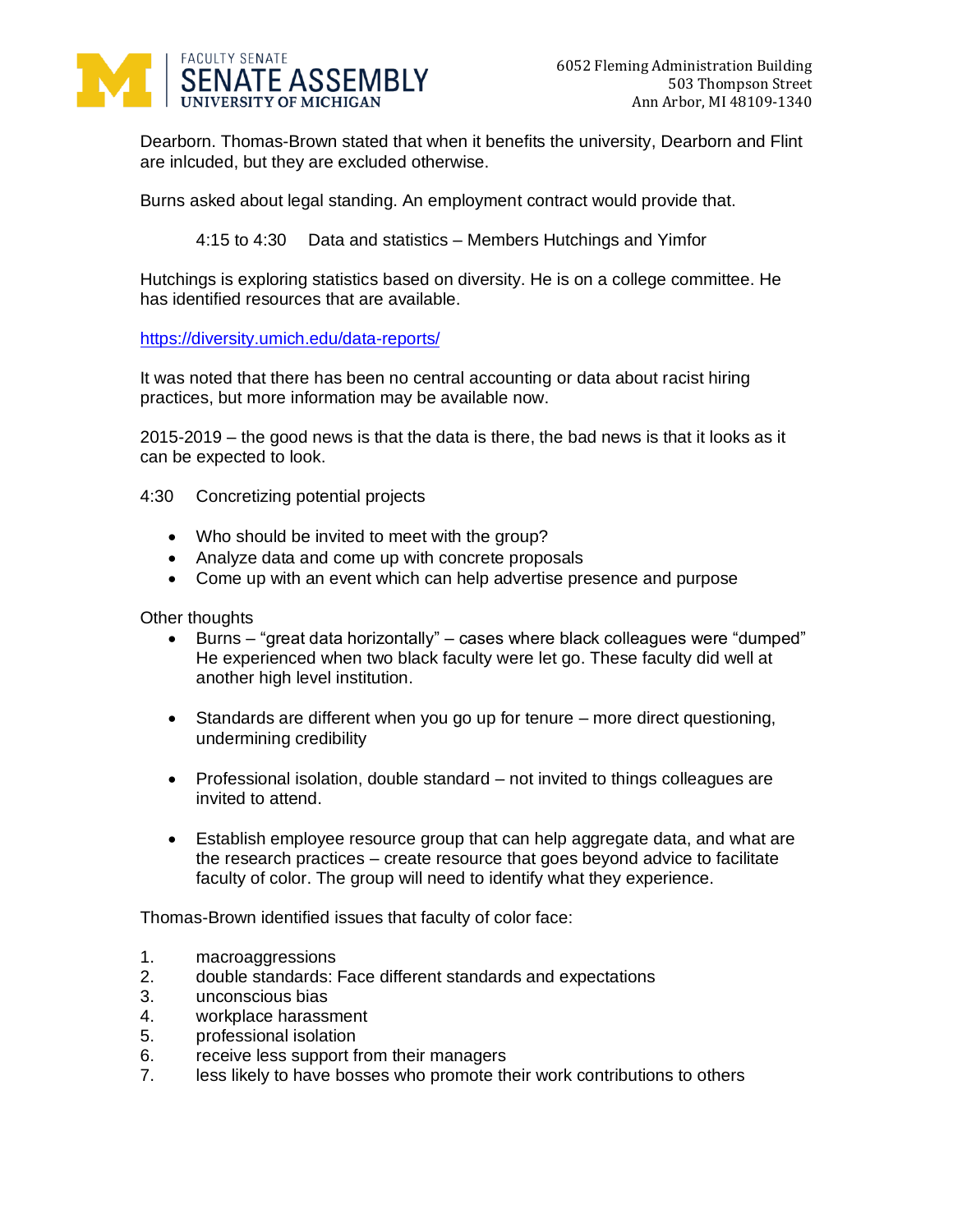Dearborn. Thomas-Brown stated that when it benefits the university, Dearborn and Flint are inlcuded, but they are excluded otherwise.

Burns asked about legal standing. An employment contract would provide that.

4:15 to 4:30 Data and statistics – Members Hutchings and Yimfor

Hutchings is exploring statistics based on diversity. He is on a college committee. He has identified resources that are available.

https://diversity.umich.edu/data-reports/

It was noted that there has been no central accounting or data about racist hiring practices, but more information may be available now.

2015-2019 – the good news is that the data is there, the bad news is that it looks as it can be expected to look.

4:30 Concretizing potential projects

- Who should be invited to meet with the group?
- Analyze data and come up with concrete proposals
- Come up with an event which can help advertise presence and purpose

Other thoughts

- Burns – "great data horizontally" – cases where black colleagues were "dumped" He experienced when two black faculty were let go. These faculty did well at another high level institution.

- Standards are different when you go up for tenure – more direct questioning, undermining credibility

- Professional isolation, double standard – not invited to things colleagues are invited to attend.

- Establish employee resource group that can help aggregate data, and what are the research practices – create resource that goes beyond advice to facilitate faculty of color. The group will need to identify what they experience.

Thomas-Brown identified issues that faculty of color face:

1. macroaggressions
2. double standards: Face different standards and expectations
3. unconscious bias
4. workplace harassment
5. professional isolation
6. receive less support from their managers
7. less likely to have bosses who promote their work contributions to others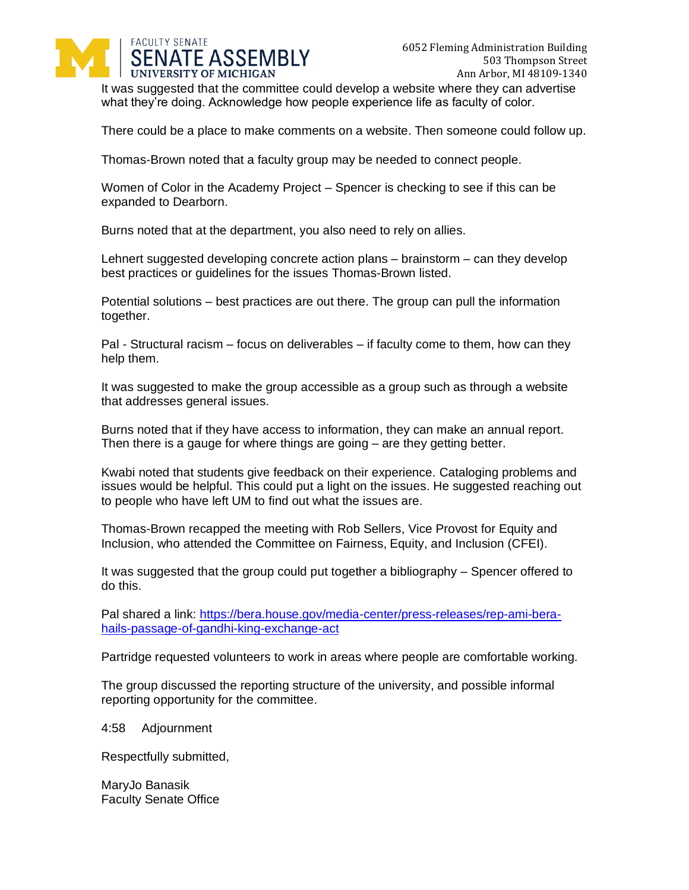It was suggested that the committee could develop a website where they can advertise what they're doing. Acknowledge how people experience life as faculty of color.

There could be a place to make comments on a website. Then someone could follow up.

Thomas-Brown noted that a faculty group may be needed to connect people.

Women of Color in the Academy Project – Spencer is checking to see if this can be expanded to Dearborn.

Burns noted that at the department, you also need to rely on allies.

Lehnert suggested developing concrete action plans – brainstorm – can they develop best practices or guidelines for the issues Thomas-Brown listed.

Potential solutions – best practices are out there. The group can pull the information together.

Pal - Structural racism – focus on deliverables – if faculty come to them, how can they help them.

It was suggested to make the group accessible as a group such as through a website that addresses general issues.

Burns noted that if they have access to information, they can make an annual report. Then there is a gauge for where things are going – are they getting better.

Kwabi noted that students give feedback on their experience. Cataloging problems and issues would be helpful. This could put a light on the issues. He suggested reaching out to people who have left UM to find out what the issues are.

Thomas-Brown recapped the meeting with Rob Sellers, Vice Provost for Equity and Inclusion, who attended the Committee on Fairness, Equity, and Inclusion (CFEI).

It was suggested that the group could put together a bibliography – Spencer offered to do this.

Pal shared a link: [https://bera.house.gov/media-center/press-releases/rep-ami-bera-hails-passage-of-gandhi-king-exchange-act](https://bera.house.gov/media-center/press-releases/rep-ami-bera-hails-passage-of-gandhi-king-exchange-act)

Partridge requested volunteers to work in areas where people are comfortable working.

The group discussed the reporting structure of the university, and possible informal reporting opportunity for the committee.

4:58 Adjournment

Respectfully submitted,

MaryJo Banasik
Faculty Senate Office